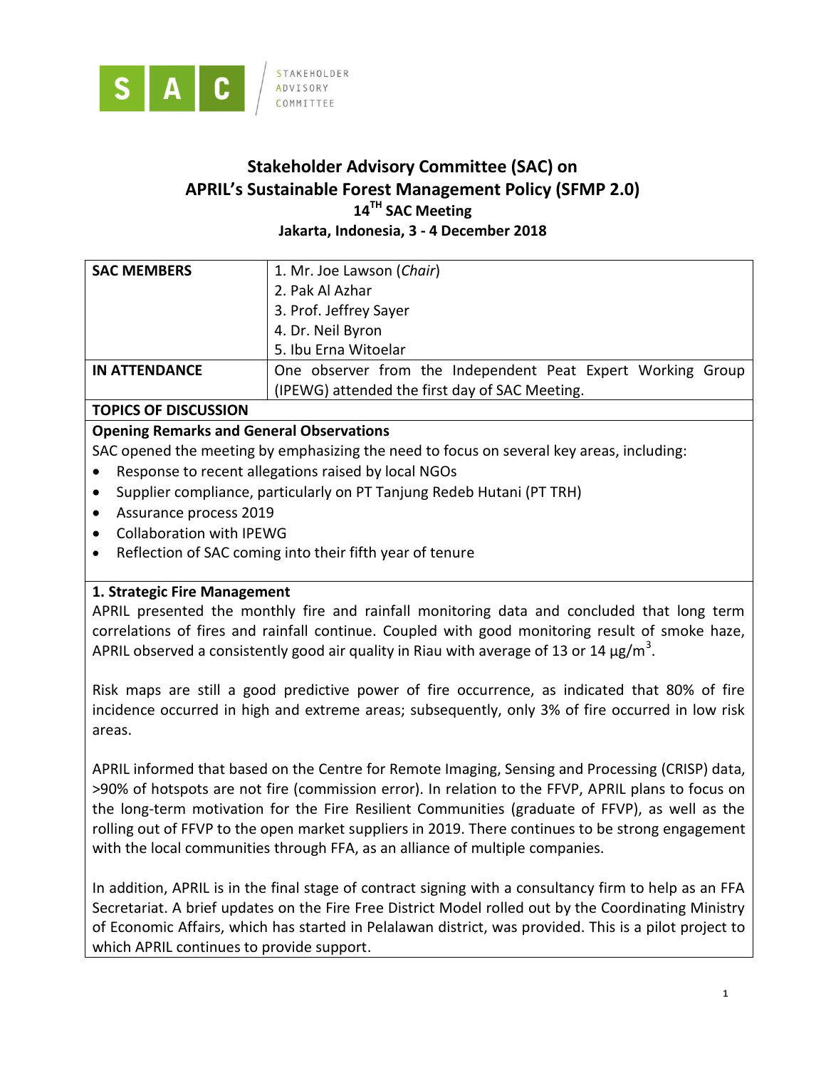STAKEHOLDER ADVISORY COMMITTEE

# Stakeholder Advisory Committee (SAC) on APRIL's Sustainable Forest Management Policy (SFMP 2.0)

## 14[TH] SAC Meeting

**Jakarta, Indonesia, 3 - 4 December 2018**

| **SAC MEMBERS** | 1. Mr. Joe Lawson (*Chair*)<br>2. Pak Al Azhar<br>3. Prof. Jeffrey Sayer<br>4. Dr. Neil Byron<br>5. Ibu Erna Witoelar |
|---|---|
| **IN ATTENDANCE** | One observer from the Independent Peat Expert Working Group (IPEWG) attended the first day of SAC Meeting. |

**TOPICS OF DISCUSSION**

**Opening Remarks and General Observations**

SAC opened the meeting by emphasizing the need to focus on several key areas, including:

- Response to recent allegations raised by local NGOs
- Supplier compliance, particularly on PT Tanjung Redeb Hutani (PT TRH)
- Assurance process 2019
- Collaboration with IPEWG
- Reflection of SAC coming into their fifth year of tenure

**1. Strategic Fire Management**

APRIL presented the monthly fire and rainfall monitoring data and concluded that long term correlations of fires and rainfall continue. Coupled with good monitoring result of smoke haze, APRIL observed a consistently good air quality in Riau with average of 13 or 14 $\mu g/m^3$.

Risk maps are still a good predictive power of fire occurrence, as indicated that 80% of fire incidence occurred in high and extreme areas; subsequently, only 3% of fire occurred in low risk areas.

APRIL informed that based on the Centre for Remote Imaging, Sensing and Processing (CRISP) data, >90% of hotspots are not fire (commission error). In relation to the FFVP, APRIL plans to focus on the long-term motivation for the Fire Resilient Communities (graduate of FFVP), as well as the rolling out of FFVP to the open market suppliers in 2019. There continues to be strong engagement with the local communities through FFA, as an alliance of multiple companies.

In addition, APRIL is in the final stage of contract signing with a consultancy firm to help as an FFA Secretariat. A brief updates on the Fire Free District Model rolled out by the Coordinating Ministry of Economic Affairs, which has started in Pelalawan district, was provided. This is a pilot project to which APRIL continues to provide support.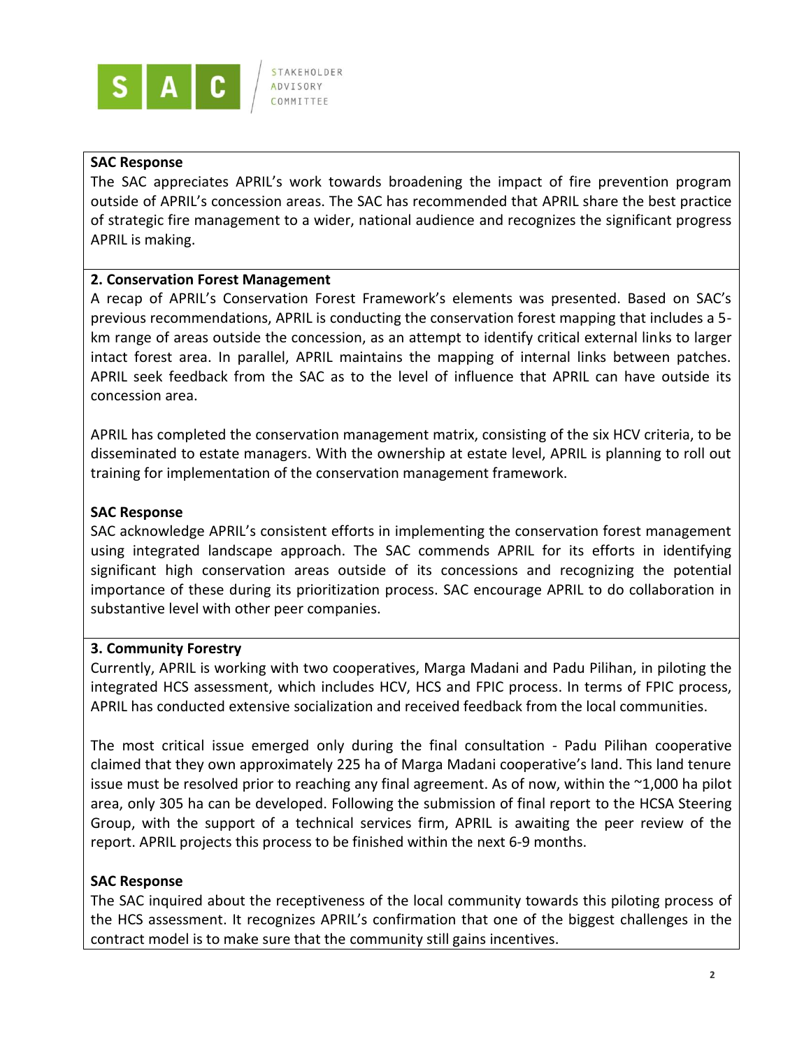**SAC Response**

The SAC appreciates APRIL's work towards broadening the impact of fire prevention program outside of APRIL's concession areas. The SAC has recommended that APRIL share the best practice of strategic fire management to a wider, national audience and recognizes the significant progress APRIL is making.

**2. Conservation Forest Management**

A recap of APRIL's Conservation Forest Framework's elements was presented. Based on SAC's previous recommendations, APRIL is conducting the conservation forest mapping that includes a 5-km range of areas outside the concession, as an attempt to identify critical external links to larger intact forest area. In parallel, APRIL maintains the mapping of internal links between patches. APRIL seek feedback from the SAC as to the level of influence that APRIL can have outside its concession area.

APRIL has completed the conservation management matrix, consisting of the six HCV criteria, to be disseminated to estate managers. With the ownership at estate level, APRIL is planning to roll out training for implementation of the conservation management framework.

**SAC Response**

SAC acknowledge APRIL's consistent efforts in implementing the conservation forest management using integrated landscape approach. The SAC commends APRIL for its efforts in identifying significant high conservation areas outside of its concessions and recognizing the potential importance of these during its prioritization process. SAC encourage APRIL to do collaboration in substantive level with other peer companies.

**3. Community Forestry**

Currently, APRIL is working with two cooperatives, Marga Madani and Padu Pilihan, in piloting the integrated HCS assessment, which includes HCV, HCS and FPIC process. In terms of FPIC process, APRIL has conducted extensive socialization and received feedback from the local communities.

The most critical issue emerged only during the final consultation - Padu Pilihan cooperative claimed that they own approximately 225 ha of Marga Madani cooperative's land. This land tenure issue must be resolved prior to reaching any final agreement. As of now, within the ~1,000 ha pilot area, only 305 ha can be developed. Following the submission of final report to the HCSA Steering Group, with the support of a technical services firm, APRIL is awaiting the peer review of the report. APRIL projects this process to be finished within the next 6-9 months.

**SAC Response**

The SAC inquired about the receptiveness of the local community towards this piloting process of the HCS assessment. It recognizes APRIL's confirmation that one of the biggest challenges in the contract model is to make sure that the community still gains incentives.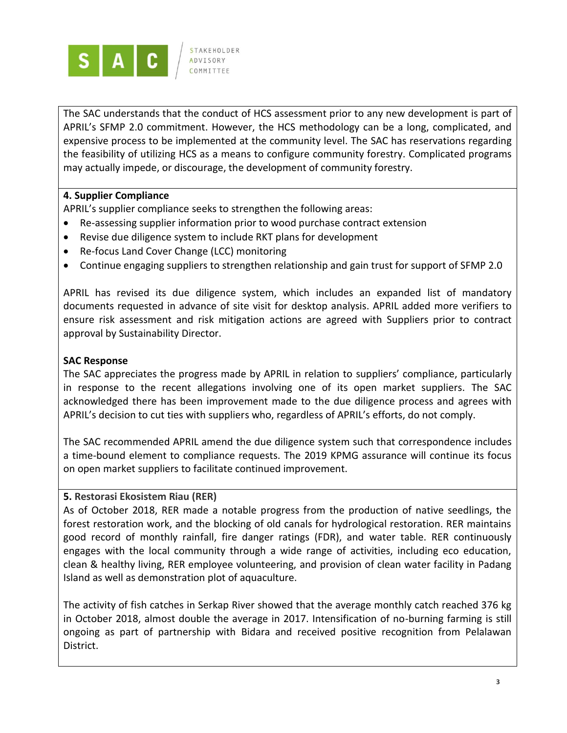The SAC understands that the conduct of HCS assessment prior to any new development is part of APRIL's SFMP 2.0 commitment. However, the HCS methodology can be a long, complicated, and expensive process to be implemented at the community level. The SAC has reservations regarding the feasibility of utilizing HCS as a means to configure community forestry. Complicated programs may actually impede, or discourage, the development of community forestry.

**4. Supplier Compliance**

APRIL's supplier compliance seeks to strengthen the following areas:

- Re-assessing supplier information prior to wood purchase contract extension
- Revise due diligence system to include RKT plans for development
- Re-focus Land Cover Change (LCC) monitoring
- Continue engaging suppliers to strengthen relationship and gain trust for support of SFMP 2.0

APRIL has revised its due diligence system, which includes an expanded list of mandatory documents requested in advance of site visit for desktop analysis. APRIL added more verifiers to ensure risk assessment and risk mitigation actions are agreed with Suppliers prior to contract approval by Sustainability Director.

**SAC Response**

The SAC appreciates the progress made by APRIL in relation to suppliers' compliance, particularly in response to the recent allegations involving one of its open market suppliers. The SAC acknowledged there has been improvement made to the due diligence process and agrees with APRIL's decision to cut ties with suppliers who, regardless of APRIL's efforts, do not comply.

The SAC recommended APRIL amend the due diligence system such that correspondence includes a time-bound element to compliance requests. The 2019 KPMG assurance will continue its focus on open market suppliers to facilitate continued improvement.

**5. Restorasi Ekosistem Riau (RER)**

As of October 2018, RER made a notable progress from the production of native seedlings, the forest restoration work, and the blocking of old canals for hydrological restoration. RER maintains good record of monthly rainfall, fire danger ratings (FDR), and water table. RER continuously engages with the local community through a wide range of activities, including eco education, clean & healthy living, RER employee volunteering, and provision of clean water facility in Padang Island as well as demonstration plot of aquaculture.

The activity of fish catches in Serkap River showed that the average monthly catch reached 376 kg in October 2018, almost double the average in 2017. Intensification of no-burning farming is still ongoing as part of partnership with Bidara and received positive recognition from Pelalawan District.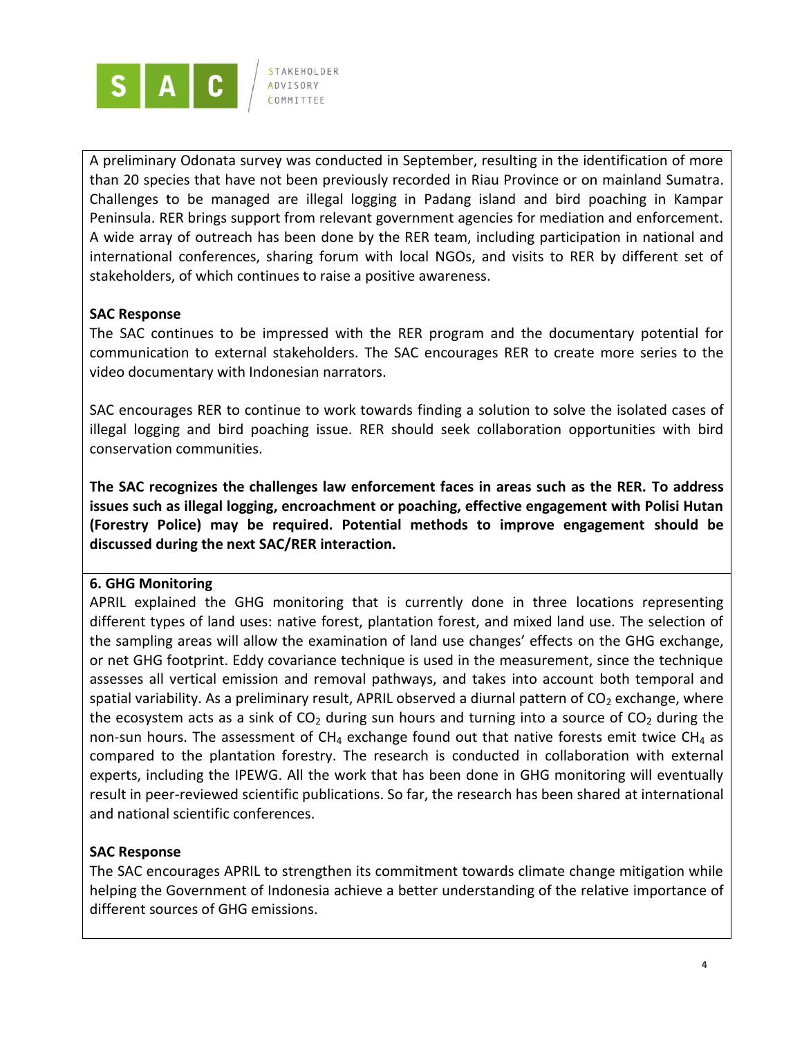A preliminary Odonata survey was conducted in September, resulting in the identification of more than 20 species that have not been previously recorded in Riau Province or on mainland Sumatra. Challenges to be managed are illegal logging in Padang island and bird poaching in Kampar Peninsula. RER brings support from relevant government agencies for mediation and enforcement. A wide array of outreach has been done by the RER team, including participation in national and international conferences, sharing forum with local NGOs, and visits to RER by different set of stakeholders, of which continues to raise a positive awareness.

**SAC Response**

The SAC continues to be impressed with the RER program and the documentary potential for communication to external stakeholders. The SAC encourages RER to create more series to the video documentary with Indonesian narrators.

SAC encourages RER to continue to work towards finding a solution to solve the isolated cases of illegal logging and bird poaching issue. RER should seek collaboration opportunities with bird conservation communities.

**The SAC recognizes the challenges law enforcement faces in areas such as the RER. To address issues such as illegal logging, encroachment or poaching, effective engagement with Polisi Hutan (Forestry Police) may be required. Potential methods to improve engagement should be discussed during the next SAC/RER interaction.**

**6. GHG Monitoring**

APRIL explained the GHG monitoring that is currently done in three locations representing different types of land uses: native forest, plantation forest, and mixed land use. The selection of the sampling areas will allow the examination of land use changes' effects on the GHG exchange, or net GHG footprint. Eddy covariance technique is used in the measurement, since the technique assesses all vertical emission and removal pathways, and takes into account both temporal and spatial variability. As a preliminary result, APRIL observed a diurnal pattern of $CO_2$ exchange, where the ecosystem acts as a sink of $CO_2$ during sun hours and turning into a source of $CO_2$ during the non-sun hours. The assessment of $CH_4$ exchange found out that native forests emit twice $CH_4$ as compared to the plantation forestry. The research is conducted in collaboration with external experts, including the IPEWG. All the work that has been done in GHG monitoring will eventually result in peer-reviewed scientific publications. So far, the research has been shared at international and national scientific conferences.

**SAC Response**

The SAC encourages APRIL to strengthen its commitment towards climate change mitigation while helping the Government of Indonesia achieve a better understanding of the relative importance of different sources of GHG emissions.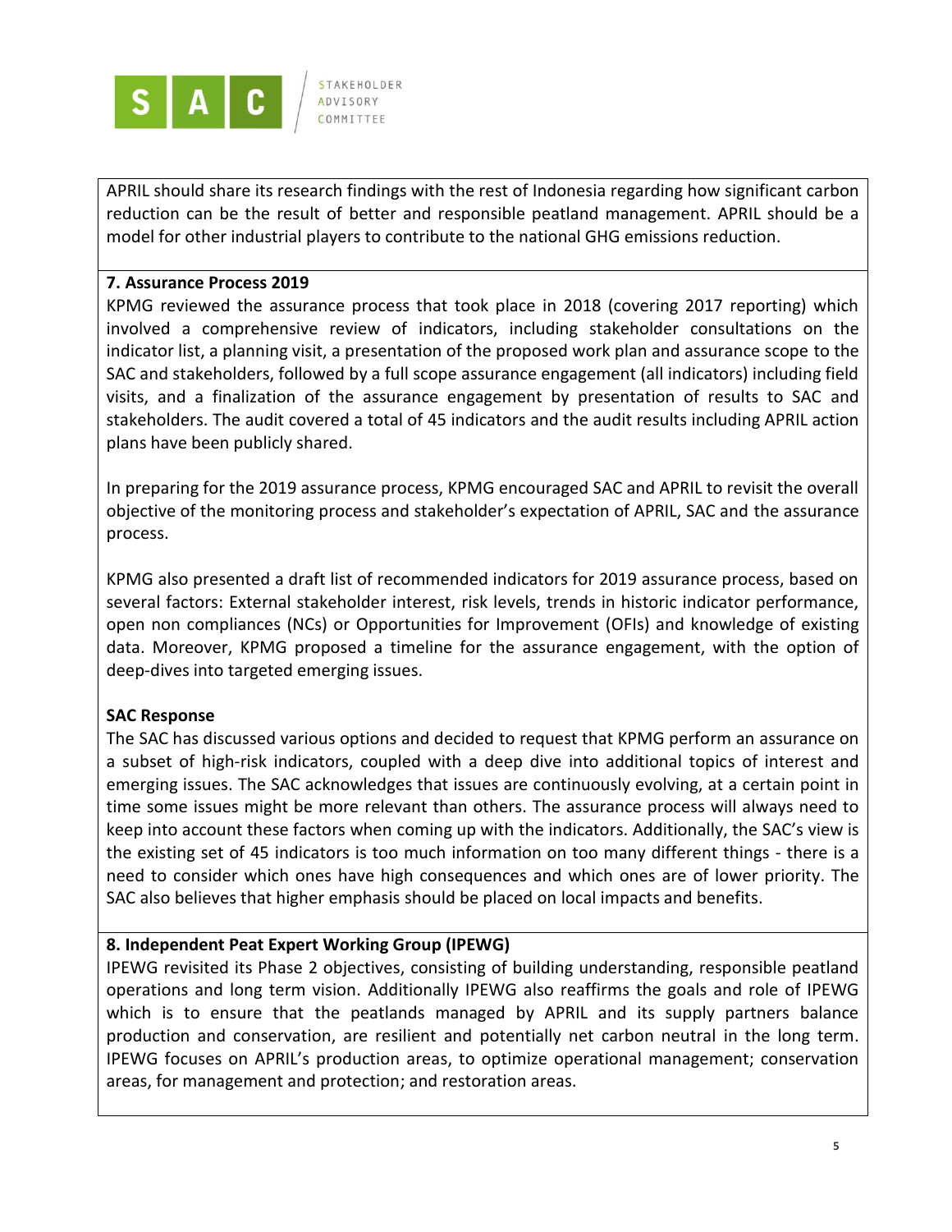APRIL should share its research findings with the rest of Indonesia regarding how significant carbon reduction can be the result of better and responsible peatland management. APRIL should be a model for other industrial players to contribute to the national GHG emissions reduction.

**7. Assurance Process 2019**

KPMG reviewed the assurance process that took place in 2018 (covering 2017 reporting) which involved a comprehensive review of indicators, including stakeholder consultations on the indicator list, a planning visit, a presentation of the proposed work plan and assurance scope to the SAC and stakeholders, followed by a full scope assurance engagement (all indicators) including field visits, and a finalization of the assurance engagement by presentation of results to SAC and stakeholders. The audit covered a total of 45 indicators and the audit results including APRIL action plans have been publicly shared.

In preparing for the 2019 assurance process, KPMG encouraged SAC and APRIL to revisit the overall objective of the monitoring process and stakeholder's expectation of APRIL, SAC and the assurance process.

KPMG also presented a draft list of recommended indicators for 2019 assurance process, based on several factors: External stakeholder interest, risk levels, trends in historic indicator performance, open non compliances (NCs) or Opportunities for Improvement (OFIs) and knowledge of existing data. Moreover, KPMG proposed a timeline for the assurance engagement, with the option of deep-dives into targeted emerging issues.

**SAC Response**

The SAC has discussed various options and decided to request that KPMG perform an assurance on a subset of high-risk indicators, coupled with a deep dive into additional topics of interest and emerging issues. The SAC acknowledges that issues are continuously evolving, at a certain point in time some issues might be more relevant than others. The assurance process will always need to keep into account these factors when coming up with the indicators. Additionally, the SAC's view is the existing set of 45 indicators is too much information on too many different things - there is a need to consider which ones have high consequences and which ones are of lower priority. The SAC also believes that higher emphasis should be placed on local impacts and benefits.

**8. Independent Peat Expert Working Group (IPEWG)**

IPEWG revisited its Phase 2 objectives, consisting of building understanding, responsible peatland operations and long term vision. Additionally IPEWG also reaffirms the goals and role of IPEWG which is to ensure that the peatlands managed by APRIL and its supply partners balance production and conservation, are resilient and potentially net carbon neutral in the long term. IPEWG focuses on APRIL's production areas, to optimize operational management; conservation areas, for management and protection; and restoration areas.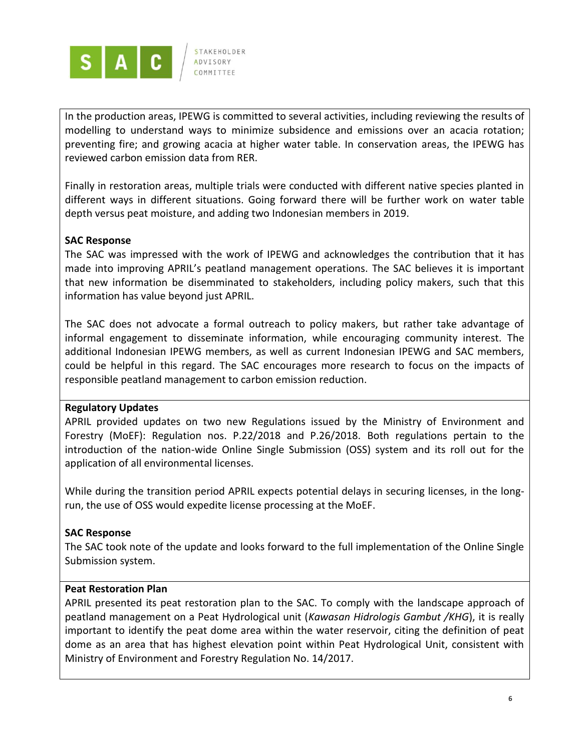In the production areas, IPEWG is committed to several activities, including reviewing the results of modelling to understand ways to minimize subsidence and emissions over an acacia rotation; preventing fire; and growing acacia at higher water table. In conservation areas, the IPEWG has reviewed carbon emission data from RER.

Finally in restoration areas, multiple trials were conducted with different native species planted in different ways in different situations. Going forward there will be further work on water table depth versus peat moisture, and adding two Indonesian members in 2019.

**SAC Response**

The SAC was impressed with the work of IPEWG and acknowledges the contribution that it has made into improving APRIL's peatland management operations. The SAC believes it is important that new information be disemminated to stakeholders, including policy makers, such that this information has value beyond just APRIL.

The SAC does not advocate a formal outreach to policy makers, but rather take advantage of informal engagement to disseminate information, while encouraging community interest. The additional Indonesian IPEWG members, as well as current Indonesian IPEWG and SAC members, could be helpful in this regard. The SAC encourages more research to focus on the impacts of responsible peatland management to carbon emission reduction.

**Regulatory Updates**

APRIL provided updates on two new Regulations issued by the Ministry of Environment and Forestry (MoEF): Regulation nos. P.22/2018 and P.26/2018. Both regulations pertain to the introduction of the nation-wide Online Single Submission (OSS) system and its roll out for the application of all environmental licenses.

While during the transition period APRIL expects potential delays in securing licenses, in the long-run, the use of OSS would expedite license processing at the MoEF.

**SAC Response**

The SAC took note of the update and looks forward to the full implementation of the Online Single Submission system.

**Peat Restoration Plan**

APRIL presented its peat restoration plan to the SAC. To comply with the landscape approach of peatland management on a Peat Hydrological unit (*Kawasan Hidrologis Gambut /KHG*), it is really important to identify the peat dome area within the water reservoir, citing the definition of peat dome as an area that has highest elevation point within Peat Hydrological Unit, consistent with Ministry of Environment and Forestry Regulation No. 14/2017.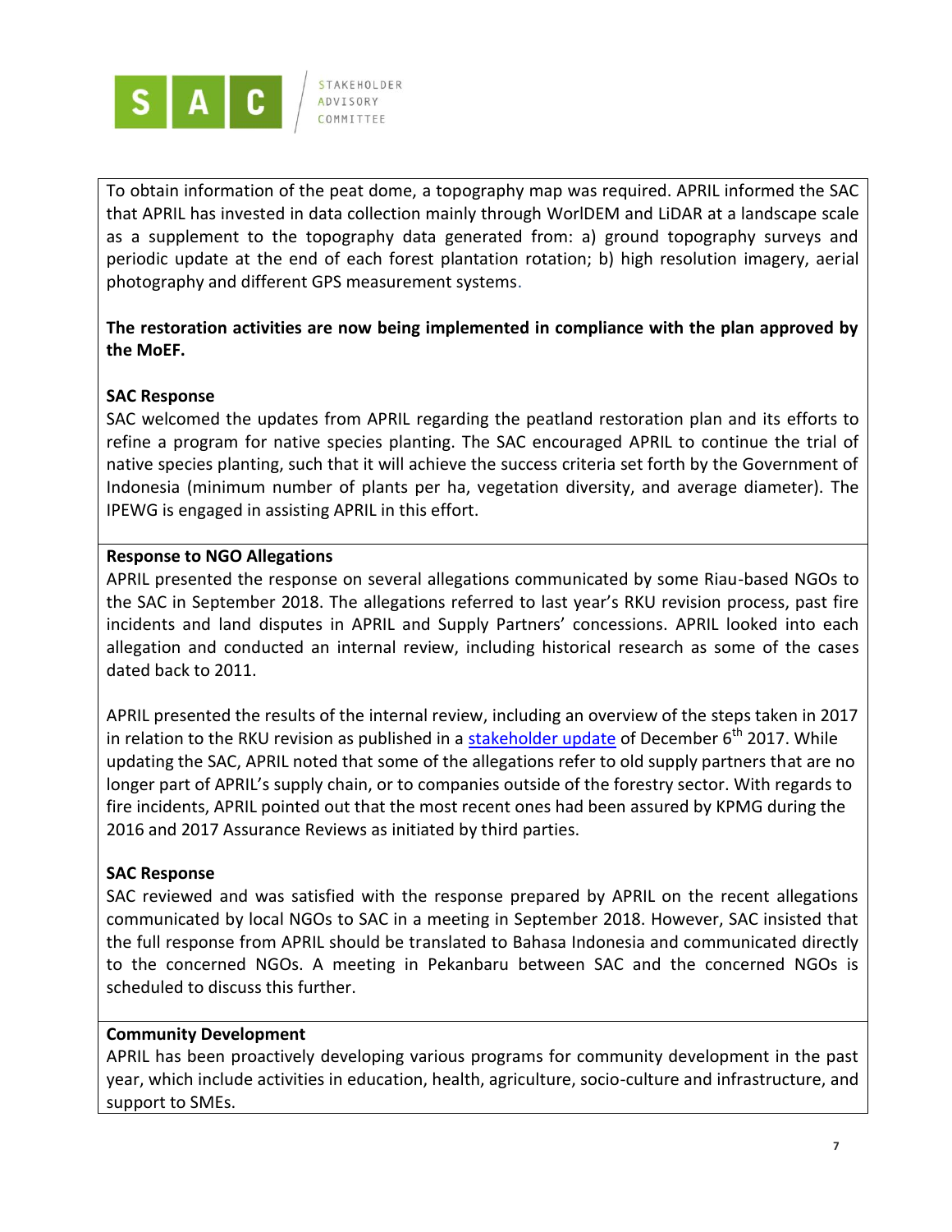To obtain information of the peat dome, a topography map was required. APRIL informed the SAC that APRIL has invested in data collection mainly through WorlDEM and LiDAR at a landscape scale as a supplement to the topography data generated from: a) ground topography surveys and periodic update at the end of each forest plantation rotation; b) high resolution imagery, aerial photography and different GPS measurement systems.

**The restoration activities are now being implemented in compliance with the plan approved by the MoEF.**

**SAC Response**

SAC welcomed the updates from APRIL regarding the peatland restoration plan and its efforts to refine a program for native species planting. The SAC encouraged APRIL to continue the trial of native species planting, such that it will achieve the success criteria set forth by the Government of Indonesia (minimum number of plants per ha, vegetation diversity, and average diameter). The IPEWG is engaged in assisting APRIL in this effort.

**Response to NGO Allegations**

APRIL presented the response on several allegations communicated by some Riau-based NGOs to the SAC in September 2018. The allegations referred to last year's RKU revision process, past fire incidents and land disputes in APRIL and Supply Partners' concessions. APRIL looked into each allegation and conducted an internal review, including historical research as some of the cases dated back to 2011.

APRIL presented the results of the internal review, including an overview of the steps taken in 2017 in relation to the RKU revision as published in a stakeholder update of December 6th 2017. While updating the SAC, APRIL noted that some of the allegations refer to old supply partners that are no longer part of APRIL's supply chain, or to companies outside of the forestry sector. With regards to fire incidents, APRIL pointed out that the most recent ones had been assured by KPMG during the 2016 and 2017 Assurance Reviews as initiated by third parties.

**SAC Response**

SAC reviewed and was satisfied with the response prepared by APRIL on the recent allegations communicated by local NGOs to SAC in a meeting in September 2018. However, SAC insisted that the full response from APRIL should be translated to Bahasa Indonesia and communicated directly to the concerned NGOs. A meeting in Pekanbaru between SAC and the concerned NGOs is scheduled to discuss this further.

**Community Development**

APRIL has been proactively developing various programs for community development in the past year, which include activities in education, health, agriculture, socio-culture and infrastructure, and support to SMEs.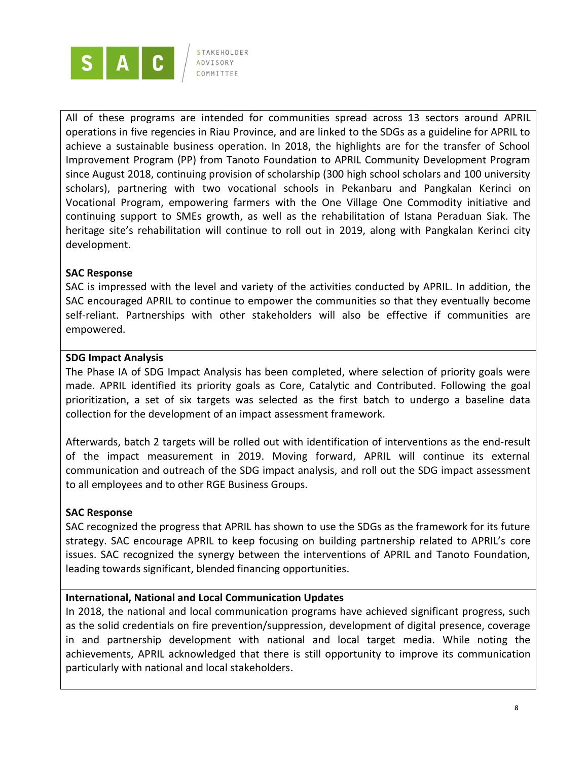All of these programs are intended for communities spread across 13 sectors around APRIL operations in five regencies in Riau Province, and are linked to the SDGs as a guideline for APRIL to achieve a sustainable business operation. In 2018, the highlights are for the transfer of School Improvement Program (PP) from Tanoto Foundation to APRIL Community Development Program since August 2018, continuing provision of scholarship (300 high school scholars and 100 university scholars), partnering with two vocational schools in Pekanbaru and Pangkalan Kerinci on Vocational Program, empowering farmers with the One Village One Commodity initiative and continuing support to SMEs growth, as well as the rehabilitation of Istana Peraduan Siak. The heritage site's rehabilitation will continue to roll out in 2019, along with Pangkalan Kerinci city development.

**SAC Response**

SAC is impressed with the level and variety of the activities conducted by APRIL. In addition, the SAC encouraged APRIL to continue to empower the communities so that they eventually become self-reliant. Partnerships with other stakeholders will also be effective if communities are empowered.

**SDG Impact Analysis**

The Phase IA of SDG Impact Analysis has been completed, where selection of priority goals were made. APRIL identified its priority goals as Core, Catalytic and Contributed. Following the goal prioritization, a set of six targets was selected as the first batch to undergo a baseline data collection for the development of an impact assessment framework.

Afterwards, batch 2 targets will be rolled out with identification of interventions as the end-result of the impact measurement in 2019. Moving forward, APRIL will continue its external communication and outreach of the SDG impact analysis, and roll out the SDG impact assessment to all employees and to other RGE Business Groups.

**SAC Response**

SAC recognized the progress that APRIL has shown to use the SDGs as the framework for its future strategy. SAC encourage APRIL to keep focusing on building partnership related to APRIL's core issues. SAC recognized the synergy between the interventions of APRIL and Tanoto Foundation, leading towards significant, blended financing opportunities.

**International, National and Local Communication Updates**

In 2018, the national and local communication programs have achieved significant progress, such as the solid credentials on fire prevention/suppression, development of digital presence, coverage in and partnership development with national and local target media. While noting the achievements, APRIL acknowledged that there is still opportunity to improve its communication particularly with national and local stakeholders.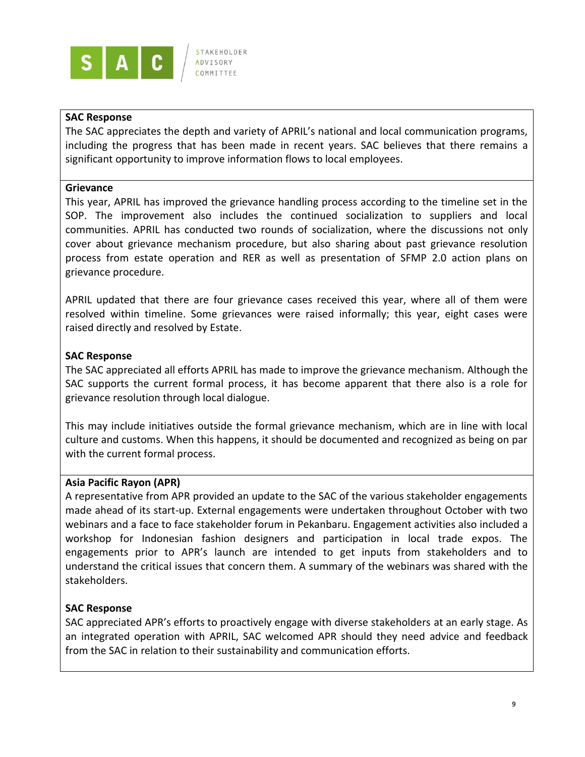**SAC Response**

The SAC appreciates the depth and variety of APRIL's national and local communication programs, including the progress that has been made in recent years. SAC believes that there remains a significant opportunity to improve information flows to local employees.

**Grievance**

This year, APRIL has improved the grievance handling process according to the timeline set in the SOP. The improvement also includes the continued socialization to suppliers and local communities. APRIL has conducted two rounds of socialization, where the discussions not only cover about grievance mechanism procedure, but also sharing about past grievance resolution process from estate operation and RER as well as presentation of SFMP 2.0 action plans on grievance procedure.

APRIL updated that there are four grievance cases received this year, where all of them were resolved within timeline. Some grievances were raised informally; this year, eight cases were raised directly and resolved by Estate.

**SAC Response**

The SAC appreciated all efforts APRIL has made to improve the grievance mechanism. Although the SAC supports the current formal process, it has become apparent that there also is a role for grievance resolution through local dialogue.

This may include initiatives outside the formal grievance mechanism, which are in line with local culture and customs. When this happens, it should be documented and recognized as being on par with the current formal process.

**Asia Pacific Rayon (APR)**

A representative from APR provided an update to the SAC of the various stakeholder engagements made ahead of its start-up. External engagements were undertaken throughout October with two webinars and a face to face stakeholder forum in Pekanbaru. Engagement activities also included a workshop for Indonesian fashion designers and participation in local trade expos. The engagements prior to APR's launch are intended to get inputs from stakeholders and to understand the critical issues that concern them. A summary of the webinars was shared with the stakeholders.

**SAC Response**

SAC appreciated APR's efforts to proactively engage with diverse stakeholders at an early stage. As an integrated operation with APRIL, SAC welcomed APR should they need advice and feedback from the SAC in relation to their sustainability and communication efforts.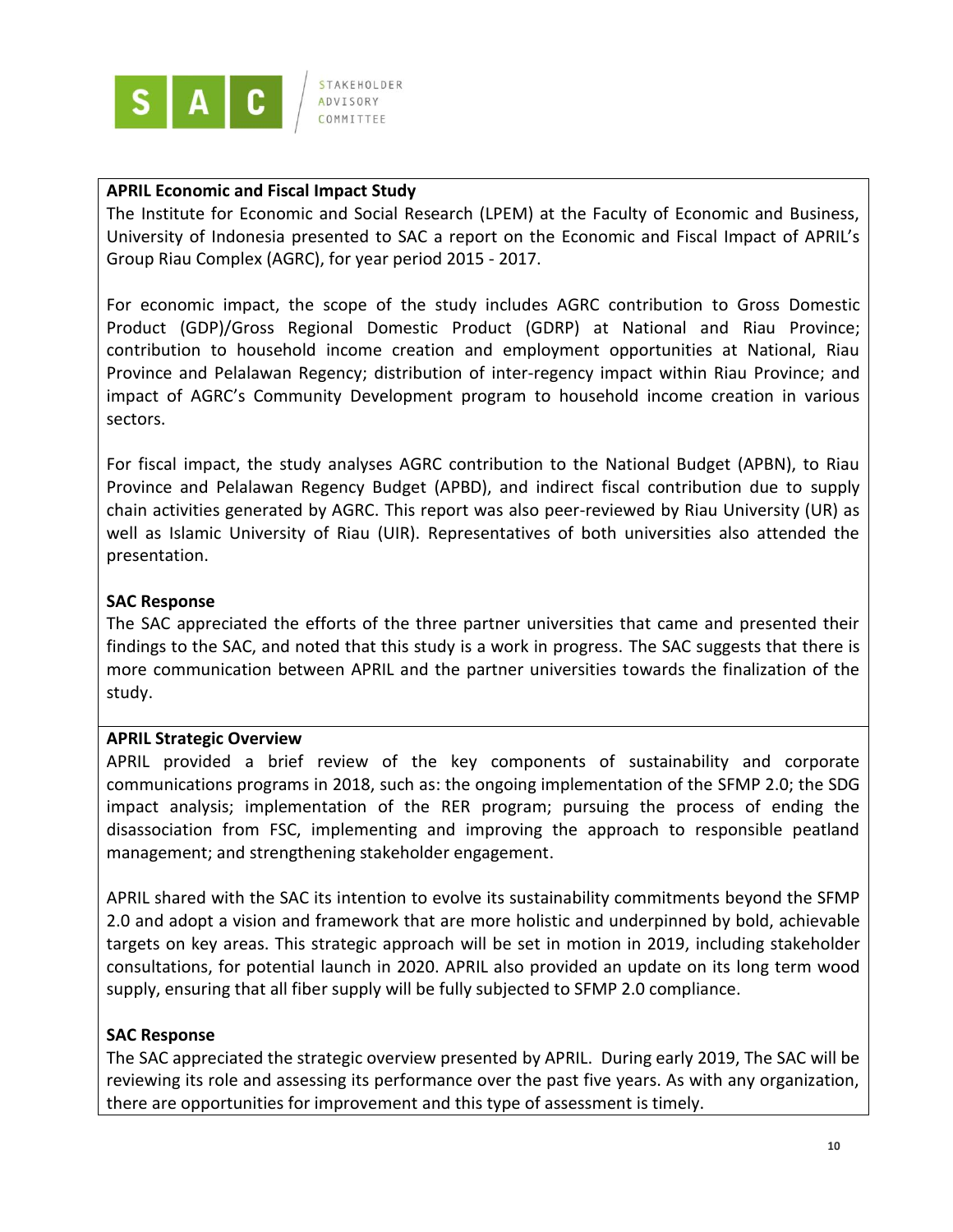**APRIL Economic and Fiscal Impact Study**

The Institute for Economic and Social Research (LPEM) at the Faculty of Economic and Business, University of Indonesia presented to SAC a report on the Economic and Fiscal Impact of APRIL's Group Riau Complex (AGRC), for year period 2015 - 2017.

For economic impact, the scope of the study includes AGRC contribution to Gross Domestic Product (GDP)/Gross Regional Domestic Product (GDRP) at National and Riau Province; contribution to household income creation and employment opportunities at National, Riau Province and Pelalawan Regency; distribution of inter-regency impact within Riau Province; and impact of AGRC's Community Development program to household income creation in various sectors.

For fiscal impact, the study analyses AGRC contribution to the National Budget (APBN), to Riau Province and Pelalawan Regency Budget (APBD), and indirect fiscal contribution due to supply chain activities generated by AGRC. This report was also peer-reviewed by Riau University (UR) as well as Islamic University of Riau (UIR). Representatives of both universities also attended the presentation.

**SAC Response**

The SAC appreciated the efforts of the three partner universities that came and presented their findings to the SAC, and noted that this study is a work in progress. The SAC suggests that there is more communication between APRIL and the partner universities towards the finalization of the study.

**APRIL Strategic Overview**

APRIL provided a brief review of the key components of sustainability and corporate communications programs in 2018, such as: the ongoing implementation of the SFMP 2.0; the SDG impact analysis; implementation of the RER program; pursuing the process of ending the disassociation from FSC, implementing and improving the approach to responsible peatland management; and strengthening stakeholder engagement.

APRIL shared with the SAC its intention to evolve its sustainability commitments beyond the SFMP 2.0 and adopt a vision and framework that are more holistic and underpinned by bold, achievable targets on key areas. This strategic approach will be set in motion in 2019, including stakeholder consultations, for potential launch in 2020. APRIL also provided an update on its long term wood supply, ensuring that all fiber supply will be fully subjected to SFMP 2.0 compliance.

**SAC Response**

The SAC appreciated the strategic overview presented by APRIL. During early 2019, The SAC will be reviewing its role and assessing its performance over the past five years. As with any organization, there are opportunities for improvement and this type of assessment is timely.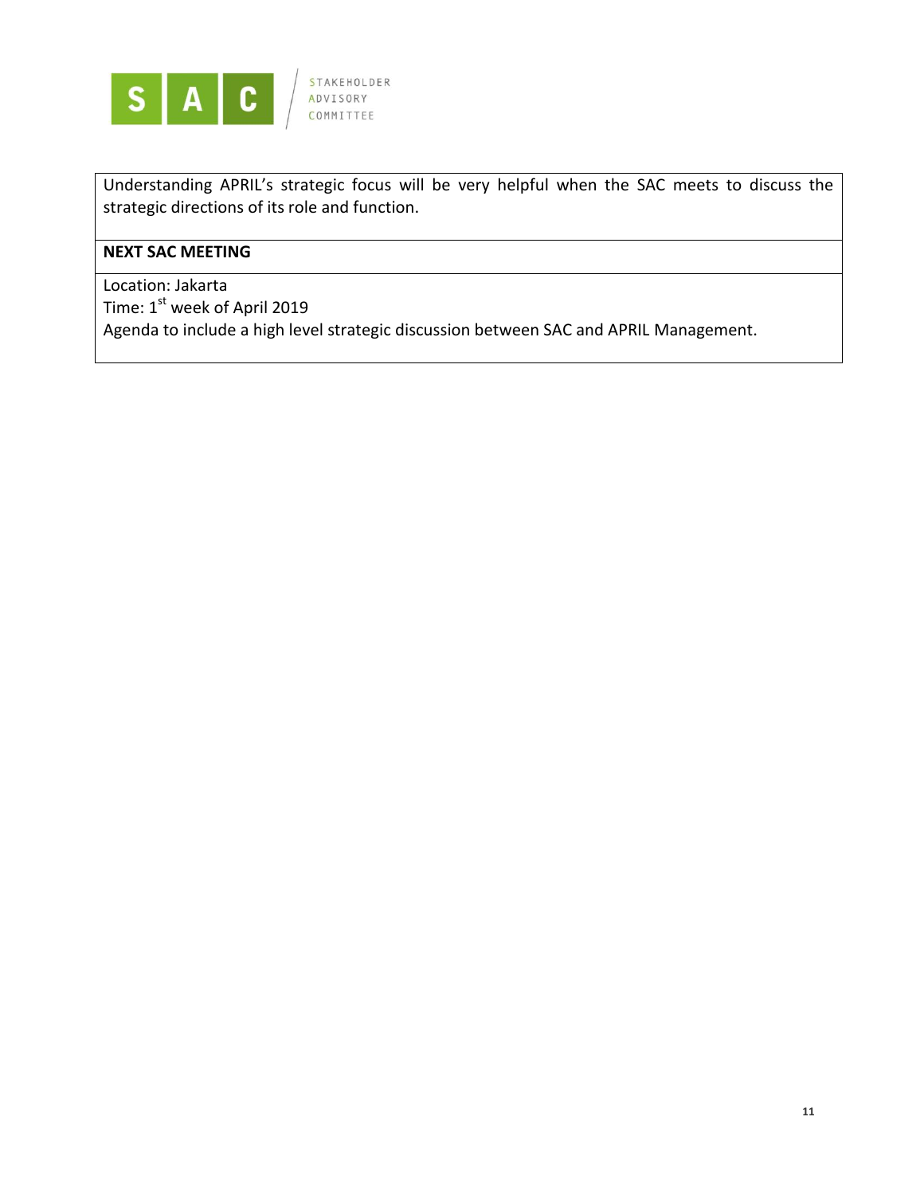Understanding APRIL's strategic focus will be very helpful when the SAC meets to discuss the strategic directions of its role and function.

**NEXT SAC MEETING**

Location: Jakarta
Time: 1st week of April 2019
Agenda to include a high level strategic discussion between SAC and APRIL Management.